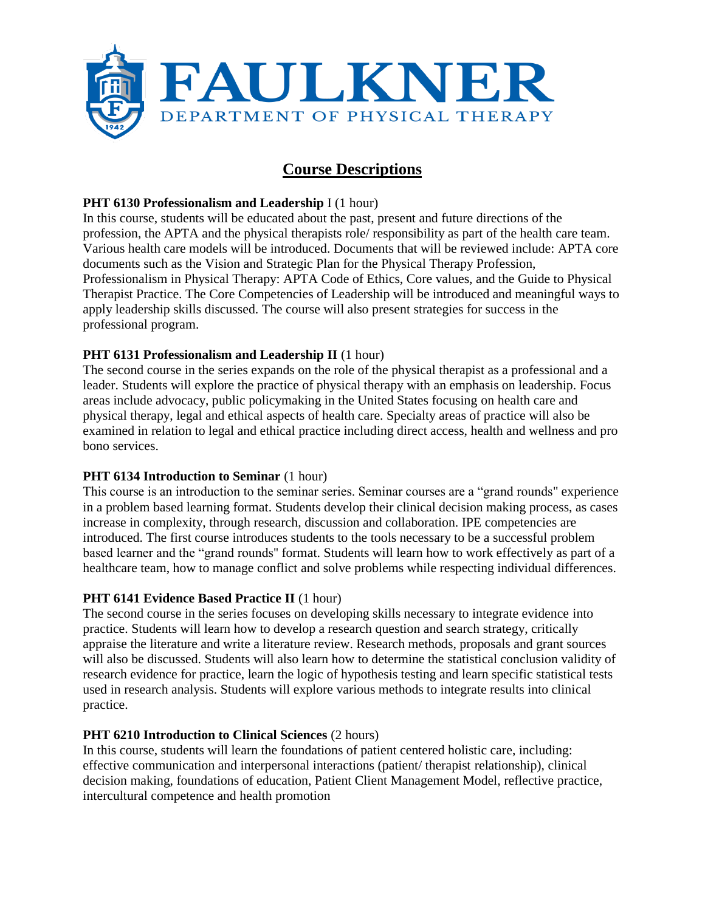# FAULKNER

DEPARTMENT OF PHYSICAL THERAPY

## Course Descriptions

**PHT 6130 Professionalism and Leadership** I (1 hour)
In this course, students will be educated about the past, present and future directions of the profession, the APTA and the physical therapists role/ responsibility as part of the health care team. Various health care models will be introduced. Documents that will be reviewed include: APTA core documents such as the Vision and Strategic Plan for the Physical Therapy Profession, Professionalism in Physical Therapy: APTA Code of Ethics, Core values, and the Guide to Physical Therapist Practice. The Core Competencies of Leadership will be introduced and meaningful ways to apply leadership skills discussed. The course will also present strategies for success in the professional program.

**PHT 6131 Professionalism and Leadership II** (1 hour)
The second course in the series expands on the role of the physical therapist as a professional and a leader. Students will explore the practice of physical therapy with an emphasis on leadership. Focus areas include advocacy, public policymaking in the United States focusing on health care and physical therapy, legal and ethical aspects of health care. Specialty areas of practice will also be examined in relation to legal and ethical practice including direct access, health and wellness and pro bono services.

**PHT 6134 Introduction to Seminar** (1 hour)
This course is an introduction to the seminar series. Seminar courses are a "grand rounds" experience in a problem based learning format. Students develop their clinical decision making process, as cases increase in complexity, through research, discussion and collaboration. IPE competencies are introduced. The first course introduces students to the tools necessary to be a successful problem based learner and the "grand rounds" format. Students will learn how to work effectively as part of a healthcare team, how to manage conflict and solve problems while respecting individual differences.

**PHT 6141 Evidence Based Practice II** (1 hour)
The second course in the series focuses on developing skills necessary to integrate evidence into practice. Students will learn how to develop a research question and search strategy, critically appraise the literature and write a literature review. Research methods, proposals and grant sources will also be discussed. Students will also learn how to determine the statistical conclusion validity of research evidence for practice, learn the logic of hypothesis testing and learn specific statistical tests used in research analysis. Students will explore various methods to integrate results into clinical practice.

**PHT 6210 Introduction to Clinical Sciences** (2 hours)
In this course, students will learn the foundations of patient centered holistic care, including: effective communication and interpersonal interactions (patient/ therapist relationship), clinical decision making, foundations of education, Patient Client Management Model, reflective practice, intercultural competence and health promotion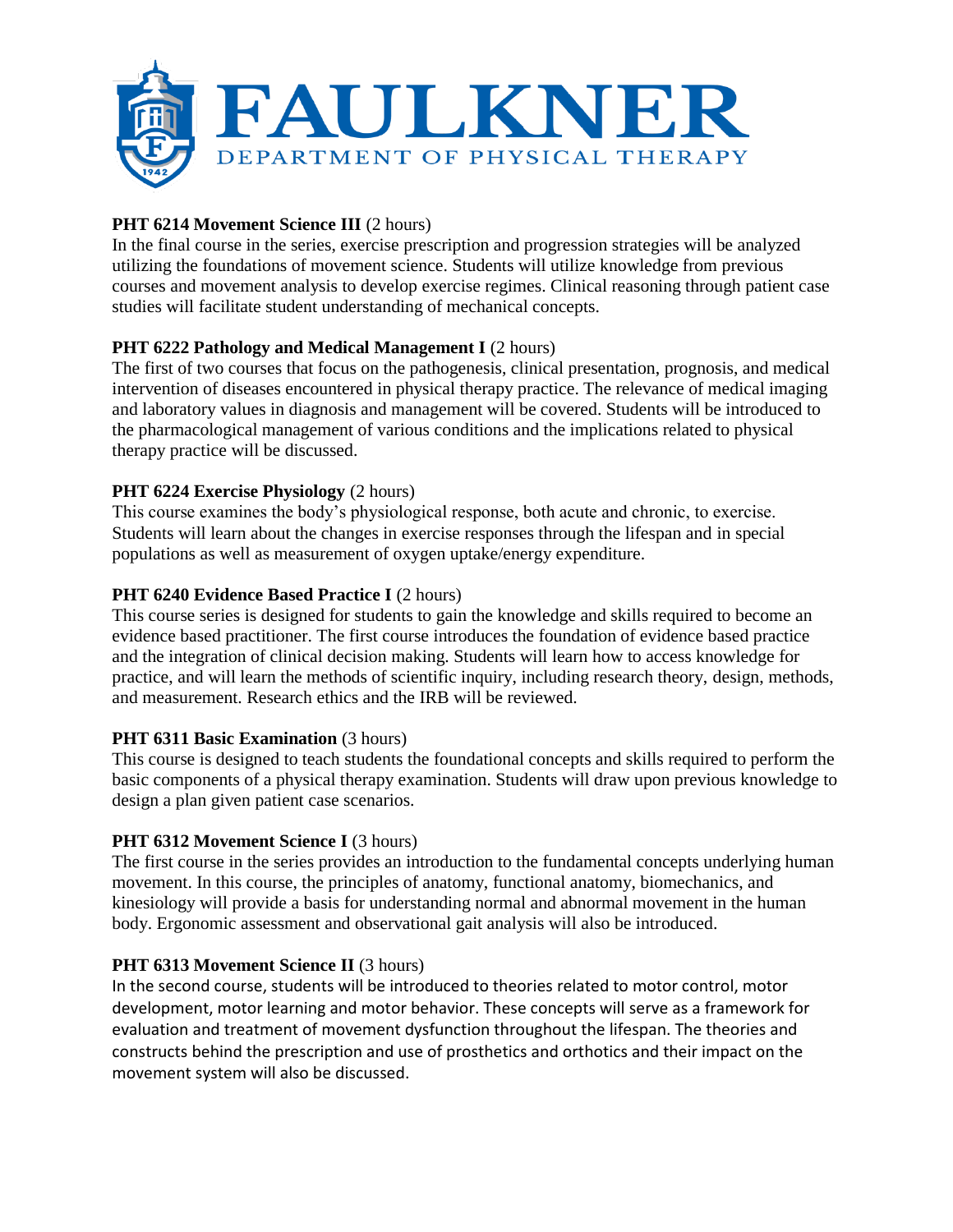**PHT 6214 Movement Science III** (2 hours)
In the final course in the series, exercise prescription and progression strategies will be analyzed utilizing the foundations of movement science. Students will utilize knowledge from previous courses and movement analysis to develop exercise regimes. Clinical reasoning through patient case studies will facilitate student understanding of mechanical concepts.

**PHT 6222 Pathology and Medical Management I** (2 hours)
The first of two courses that focus on the pathogenesis, clinical presentation, prognosis, and medical intervention of diseases encountered in physical therapy practice. The relevance of medical imaging and laboratory values in diagnosis and management will be covered. Students will be introduced to the pharmacological management of various conditions and the implications related to physical therapy practice will be discussed.

**PHT 6224 Exercise Physiology** (2 hours)
This course examines the body's physiological response, both acute and chronic, to exercise. Students will learn about the changes in exercise responses through the lifespan and in special populations as well as measurement of oxygen uptake/energy expenditure.

**PHT 6240 Evidence Based Practice I** (2 hours)
This course series is designed for students to gain the knowledge and skills required to become an evidence based practitioner. The first course introduces the foundation of evidence based practice and the integration of clinical decision making. Students will learn how to access knowledge for practice, and will learn the methods of scientific inquiry, including research theory, design, methods, and measurement. Research ethics and the IRB will be reviewed.

**PHT 6311 Basic Examination** (3 hours)
This course is designed to teach students the foundational concepts and skills required to perform the basic components of a physical therapy examination. Students will draw upon previous knowledge to design a plan given patient case scenarios.

**PHT 6312 Movement Science I** (3 hours)
The first course in the series provides an introduction to the fundamental concepts underlying human movement. In this course, the principles of anatomy, functional anatomy, biomechanics, and kinesiology will provide a basis for understanding normal and abnormal movement in the human body. Ergonomic assessment and observational gait analysis will also be introduced.

**PHT 6313 Movement Science II** (3 hours)
In the second course, students will be introduced to theories related to motor control, motor development, motor learning and motor behavior. These concepts will serve as a framework for evaluation and treatment of movement dysfunction throughout the lifespan. The theories and constructs behind the prescription and use of prosthetics and orthotics and their impact on the movement system will also be discussed.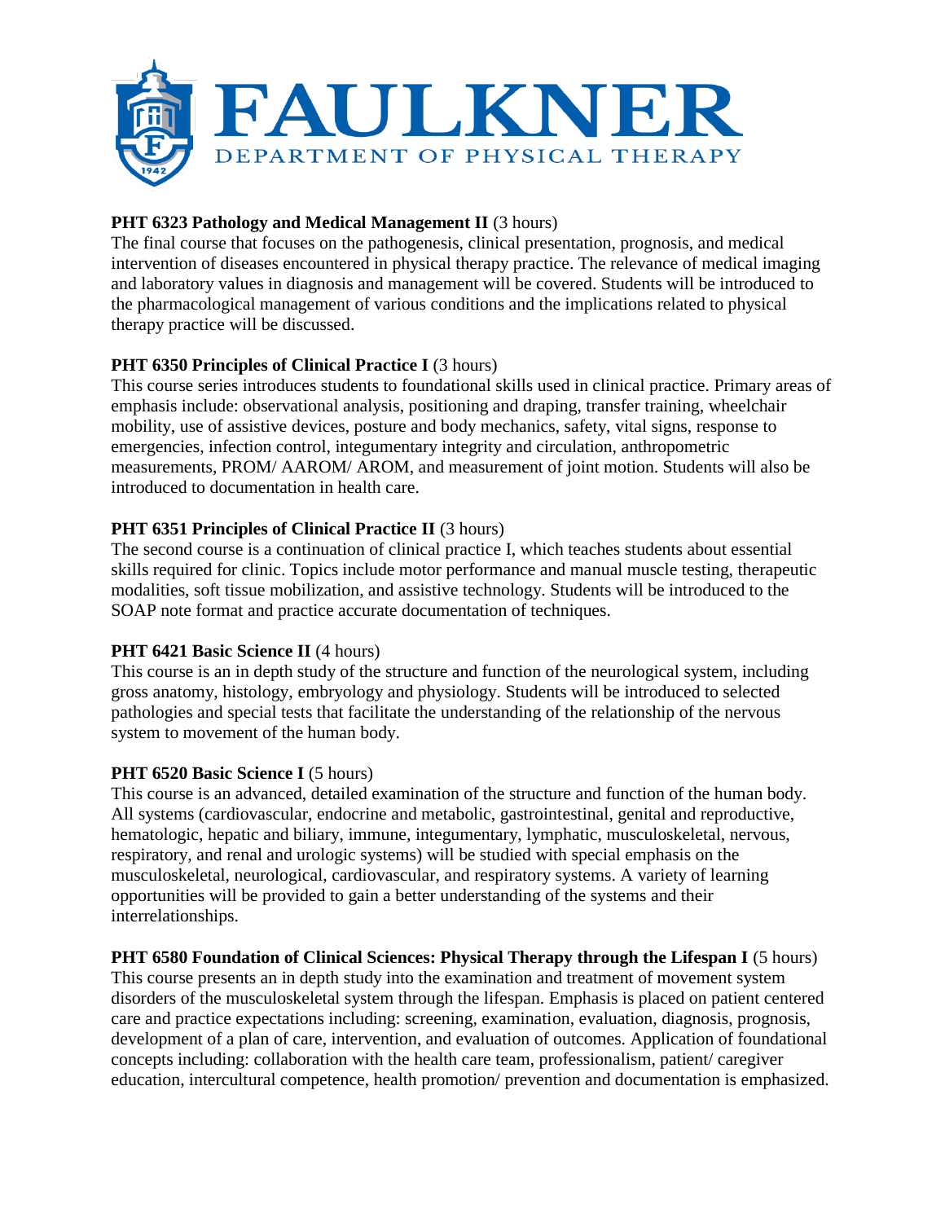**PHT 6323 Pathology and Medical Management II** (3 hours)
The final course that focuses on the pathogenesis, clinical presentation, prognosis, and medical intervention of diseases encountered in physical therapy practice. The relevance of medical imaging and laboratory values in diagnosis and management will be covered. Students will be introduced to the pharmacological management of various conditions and the implications related to physical therapy practice will be discussed.

**PHT 6350 Principles of Clinical Practice I** (3 hours)
This course series introduces students to foundational skills used in clinical practice. Primary areas of emphasis include: observational analysis, positioning and draping, transfer training, wheelchair mobility, use of assistive devices, posture and body mechanics, safety, vital signs, response to emergencies, infection control, integumentary integrity and circulation, anthropometric measurements, PROM/ AAROM/ AROM, and measurement of joint motion. Students will also be introduced to documentation in health care.

**PHT 6351 Principles of Clinical Practice II** (3 hours)
The second course is a continuation of clinical practice I, which teaches students about essential skills required for clinic. Topics include motor performance and manual muscle testing, therapeutic modalities, soft tissue mobilization, and assistive technology. Students will be introduced to the SOAP note format and practice accurate documentation of techniques.

**PHT 6421 Basic Science II** (4 hours)
This course is an in depth study of the structure and function of the neurological system, including gross anatomy, histology, embryology and physiology. Students will be introduced to selected pathologies and special tests that facilitate the understanding of the relationship of the nervous system to movement of the human body.

**PHT 6520 Basic Science I** (5 hours)
This course is an advanced, detailed examination of the structure and function of the human body. All systems (cardiovascular, endocrine and metabolic, gastrointestinal, genital and reproductive, hematologic, hepatic and biliary, immune, integumentary, lymphatic, musculoskeletal, nervous, respiratory, and renal and urologic systems) will be studied with special emphasis on the musculoskeletal, neurological, cardiovascular, and respiratory systems. A variety of learning opportunities will be provided to gain a better understanding of the systems and their interrelationships.

**PHT 6580 Foundation of Clinical Sciences: Physical Therapy through the Lifespan I** (5 hours)
This course presents an in depth study into the examination and treatment of movement system disorders of the musculoskeletal system through the lifespan. Emphasis is placed on patient centered care and practice expectations including: screening, examination, evaluation, diagnosis, prognosis, development of a plan of care, intervention, and evaluation of outcomes. Application of foundational concepts including: collaboration with the health care team, professionalism, patient/ caregiver education, intercultural competence, health promotion/ prevention and documentation is emphasized.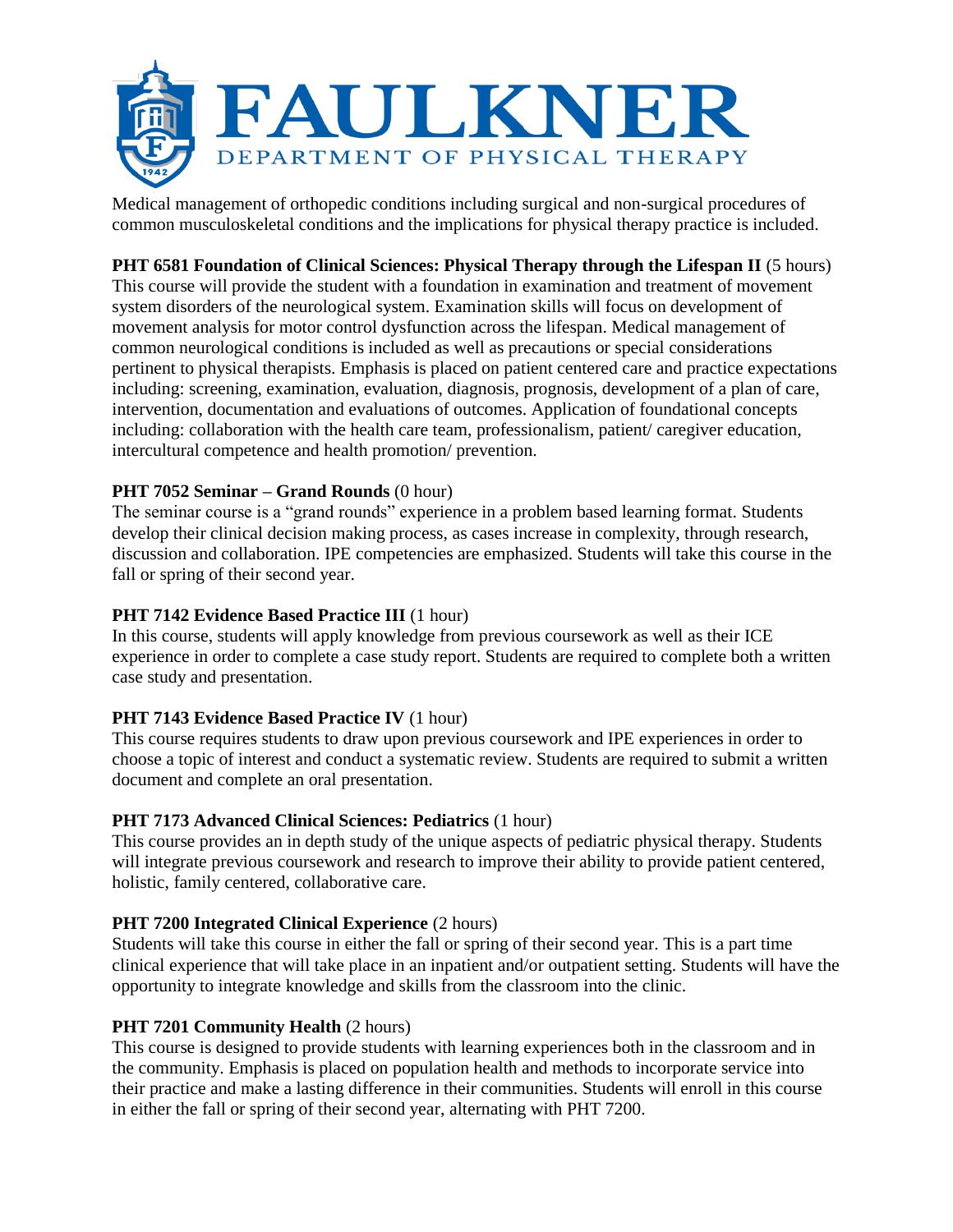Medical management of orthopedic conditions including surgical and non-surgical procedures of common musculoskeletal conditions and the implications for physical therapy practice is included.

**PHT 6581 Foundation of Clinical Sciences: Physical Therapy through the Lifespan II** (5 hours)
This course will provide the student with a foundation in examination and treatment of movement system disorders of the neurological system. Examination skills will focus on development of movement analysis for motor control dysfunction across the lifespan. Medical management of common neurological conditions is included as well as precautions or special considerations pertinent to physical therapists. Emphasis is placed on patient centered care and practice expectations including: screening, examination, evaluation, diagnosis, prognosis, development of a plan of care, intervention, documentation and evaluations of outcomes. Application of foundational concepts including: collaboration with the health care team, professionalism, patient/ caregiver education, intercultural competence and health promotion/ prevention.

**PHT 7052 Seminar – Grand Rounds** (0 hour)
The seminar course is a "grand rounds" experience in a problem based learning format. Students develop their clinical decision making process, as cases increase in complexity, through research, discussion and collaboration. IPE competencies are emphasized. Students will take this course in the fall or spring of their second year.

**PHT 7142 Evidence Based Practice III** (1 hour)
In this course, students will apply knowledge from previous coursework as well as their ICE experience in order to complete a case study report. Students are required to complete both a written case study and presentation.

**PHT 7143 Evidence Based Practice IV** (1 hour)
This course requires students to draw upon previous coursework and IPE experiences in order to choose a topic of interest and conduct a systematic review. Students are required to submit a written document and complete an oral presentation.

**PHT 7173 Advanced Clinical Sciences: Pediatrics** (1 hour)
This course provides an in depth study of the unique aspects of pediatric physical therapy. Students will integrate previous coursework and research to improve their ability to provide patient centered, holistic, family centered, collaborative care.

**PHT 7200 Integrated Clinical Experience** (2 hours)
Students will take this course in either the fall or spring of their second year. This is a part time clinical experience that will take place in an inpatient and/or outpatient setting. Students will have the opportunity to integrate knowledge and skills from the classroom into the clinic.

**PHT 7201 Community Health** (2 hours)
This course is designed to provide students with learning experiences both in the classroom and in the community. Emphasis is placed on population health and methods to incorporate service into their practice and make a lasting difference in their communities. Students will enroll in this course in either the fall or spring of their second year, alternating with PHT 7200.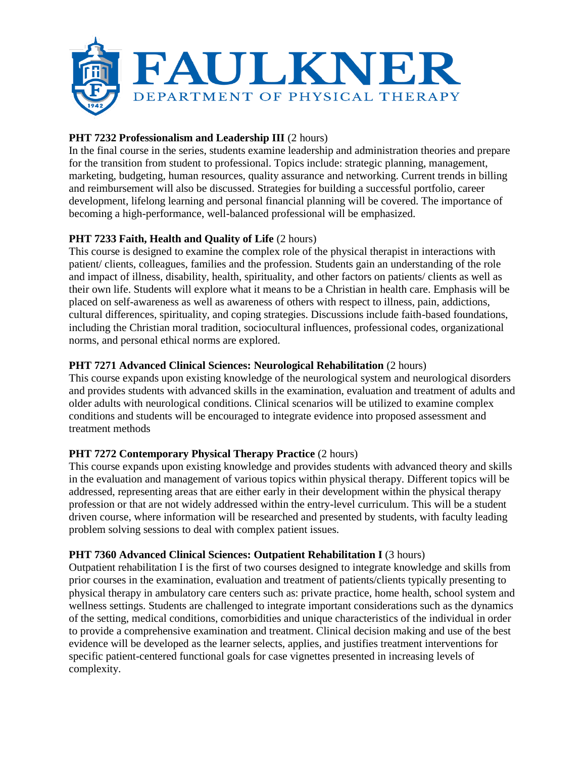**PHT 7232 Professionalism and Leadership III** (2 hours)
In the final course in the series, students examine leadership and administration theories and prepare for the transition from student to professional. Topics include: strategic planning, management, marketing, budgeting, human resources, quality assurance and networking. Current trends in billing and reimbursement will also be discussed. Strategies for building a successful portfolio, career development, lifelong learning and personal financial planning will be covered. The importance of becoming a high-performance, well-balanced professional will be emphasized.

**PHT 7233 Faith, Health and Quality of Life** (2 hours)
This course is designed to examine the complex role of the physical therapist in interactions with patient/ clients, colleagues, families and the profession. Students gain an understanding of the role and impact of illness, disability, health, spirituality, and other factors on patients/ clients as well as their own life. Students will explore what it means to be a Christian in health care. Emphasis will be placed on self-awareness as well as awareness of others with respect to illness, pain, addictions, cultural differences, spirituality, and coping strategies. Discussions include faith-based foundations, including the Christian moral tradition, sociocultural influences, professional codes, organizational norms, and personal ethical norms are explored.

**PHT 7271 Advanced Clinical Sciences: Neurological Rehabilitation** (2 hours)
This course expands upon existing knowledge of the neurological system and neurological disorders and provides students with advanced skills in the examination, evaluation and treatment of adults and older adults with neurological conditions. Clinical scenarios will be utilized to examine complex conditions and students will be encouraged to integrate evidence into proposed assessment and treatment methods

**PHT 7272 Contemporary Physical Therapy Practice** (2 hours)
This course expands upon existing knowledge and provides students with advanced theory and skills in the evaluation and management of various topics within physical therapy. Different topics will be addressed, representing areas that are either early in their development within the physical therapy profession or that are not widely addressed within the entry-level curriculum. This will be a student driven course, where information will be researched and presented by students, with faculty leading problem solving sessions to deal with complex patient issues.

**PHT 7360 Advanced Clinical Sciences: Outpatient Rehabilitation I** (3 hours)
Outpatient rehabilitation I is the first of two courses designed to integrate knowledge and skills from prior courses in the examination, evaluation and treatment of patients/clients typically presenting to physical therapy in ambulatory care centers such as: private practice, home health, school system and wellness settings. Students are challenged to integrate important considerations such as the dynamics of the setting, medical conditions, comorbidities and unique characteristics of the individual in order to provide a comprehensive examination and treatment. Clinical decision making and use of the best evidence will be developed as the learner selects, applies, and justifies treatment interventions for specific patient-centered functional goals for case vignettes presented in increasing levels of complexity.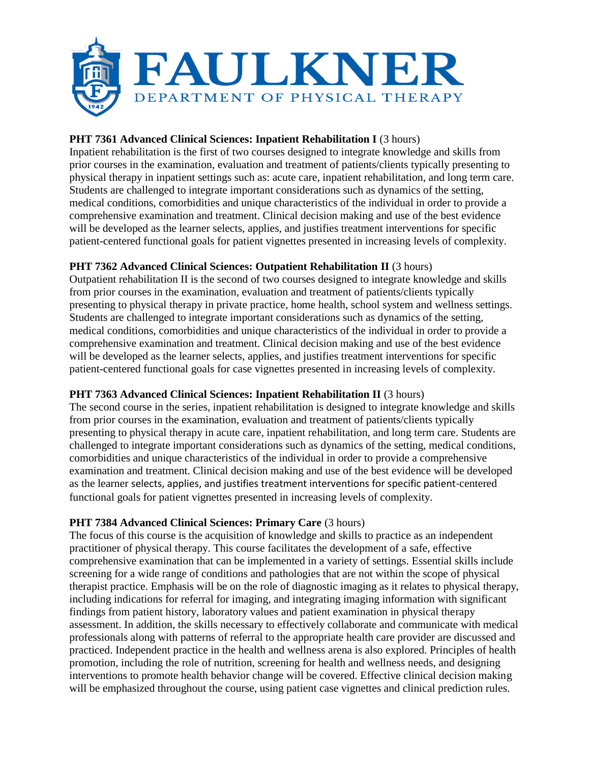**PHT 7361 Advanced Clinical Sciences: Inpatient Rehabilitation I** (3 hours)
Inpatient rehabilitation is the first of two courses designed to integrate knowledge and skills from prior courses in the examination, evaluation and treatment of patients/clients typically presenting to physical therapy in inpatient settings such as: acute care, inpatient rehabilitation, and long term care. Students are challenged to integrate important considerations such as dynamics of the setting, medical conditions, comorbidities and unique characteristics of the individual in order to provide a comprehensive examination and treatment. Clinical decision making and use of the best evidence will be developed as the learner selects, applies, and justifies treatment interventions for specific patient-centered functional goals for patient vignettes presented in increasing levels of complexity.

**PHT 7362 Advanced Clinical Sciences: Outpatient Rehabilitation II** (3 hours)
Outpatient rehabilitation II is the second of two courses designed to integrate knowledge and skills from prior courses in the examination, evaluation and treatment of patients/clients typically presenting to physical therapy in private practice, home health, school system and wellness settings. Students are challenged to integrate important considerations such as dynamics of the setting, medical conditions, comorbidities and unique characteristics of the individual in order to provide a comprehensive examination and treatment. Clinical decision making and use of the best evidence will be developed as the learner selects, applies, and justifies treatment interventions for specific patient-centered functional goals for case vignettes presented in increasing levels of complexity.

**PHT 7363 Advanced Clinical Sciences: Inpatient Rehabilitation II** (3 hours)
The second course in the series, inpatient rehabilitation is designed to integrate knowledge and skills from prior courses in the examination, evaluation and treatment of patients/clients typically presenting to physical therapy in acute care, inpatient rehabilitation, and long term care. Students are challenged to integrate important considerations such as dynamics of the setting, medical conditions, comorbidities and unique characteristics of the individual in order to provide a comprehensive examination and treatment. Clinical decision making and use of the best evidence will be developed as the learner selects, applies, and justifies treatment interventions for specific patient-centered functional goals for patient vignettes presented in increasing levels of complexity.

**PHT 7384 Advanced Clinical Sciences: Primary Care** (3 hours)
The focus of this course is the acquisition of knowledge and skills to practice as an independent practitioner of physical therapy. This course facilitates the development of a safe, effective comprehensive examination that can be implemented in a variety of settings. Essential skills include screening for a wide range of conditions and pathologies that are not within the scope of physical therapist practice. Emphasis will be on the role of diagnostic imaging as it relates to physical therapy, including indications for referral for imaging, and integrating imaging information with significant findings from patient history, laboratory values and patient examination in physical therapy assessment. In addition, the skills necessary to effectively collaborate and communicate with medical professionals along with patterns of referral to the appropriate health care provider are discussed and practiced. Independent practice in the health and wellness arena is also explored. Principles of health promotion, including the role of nutrition, screening for health and wellness needs, and designing interventions to promote health behavior change will be covered. Effective clinical decision making will be emphasized throughout the course, using patient case vignettes and clinical prediction rules.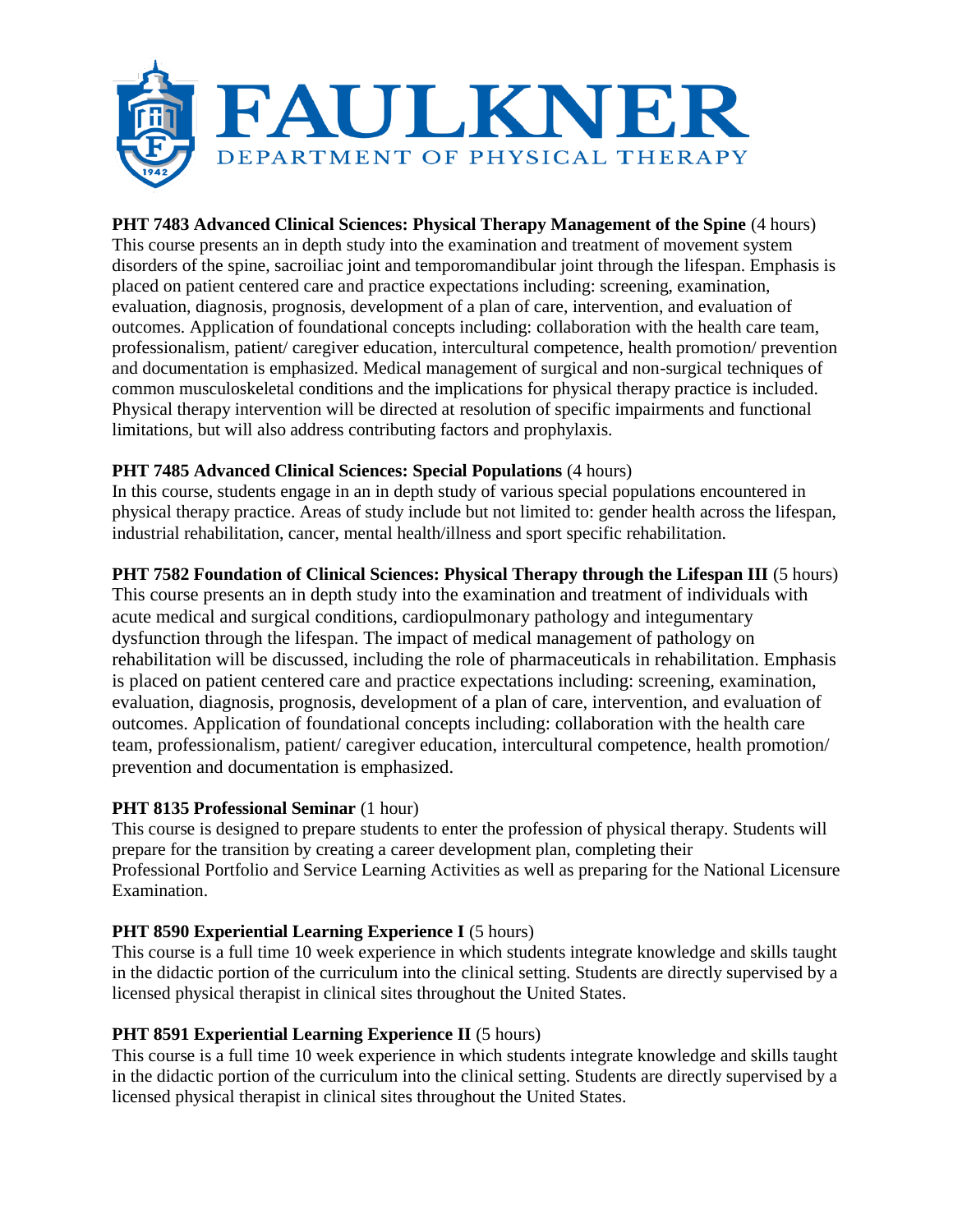**PHT 7483 Advanced Clinical Sciences: Physical Therapy Management of the Spine** (4 hours)
This course presents an in depth study into the examination and treatment of movement system disorders of the spine, sacroiliac joint and temporomandibular joint through the lifespan. Emphasis is placed on patient centered care and practice expectations including: screening, examination, evaluation, diagnosis, prognosis, development of a plan of care, intervention, and evaluation of outcomes. Application of foundational concepts including: collaboration with the health care team, professionalism, patient/ caregiver education, intercultural competence, health promotion/ prevention and documentation is emphasized. Medical management of surgical and non-surgical techniques of common musculoskeletal conditions and the implications for physical therapy practice is included. Physical therapy intervention will be directed at resolution of specific impairments and functional limitations, but will also address contributing factors and prophylaxis.

**PHT 7485 Advanced Clinical Sciences: Special Populations** (4 hours)
In this course, students engage in an in depth study of various special populations encountered in physical therapy practice. Areas of study include but not limited to: gender health across the lifespan, industrial rehabilitation, cancer, mental health/illness and sport specific rehabilitation.

**PHT 7582 Foundation of Clinical Sciences: Physical Therapy through the Lifespan III** (5 hours)
This course presents an in depth study into the examination and treatment of individuals with acute medical and surgical conditions, cardiopulmonary pathology and integumentary dysfunction through the lifespan. The impact of medical management of pathology on rehabilitation will be discussed, including the role of pharmaceuticals in rehabilitation. Emphasis is placed on patient centered care and practice expectations including: screening, examination, evaluation, diagnosis, prognosis, development of a plan of care, intervention, and evaluation of outcomes. Application of foundational concepts including: collaboration with the health care team, professionalism, patient/ caregiver education, intercultural competence, health promotion/ prevention and documentation is emphasized.

**PHT 8135 Professional Seminar** (1 hour)
This course is designed to prepare students to enter the profession of physical therapy. Students will prepare for the transition by creating a career development plan, completing their Professional Portfolio and Service Learning Activities as well as preparing for the National Licensure Examination.

**PHT 8590 Experiential Learning Experience I** (5 hours)
This course is a full time 10 week experience in which students integrate knowledge and skills taught in the didactic portion of the curriculum into the clinical setting. Students are directly supervised by a licensed physical therapist in clinical sites throughout the United States.

**PHT 8591 Experiential Learning Experience II** (5 hours)
This course is a full time 10 week experience in which students integrate knowledge and skills taught in the didactic portion of the curriculum into the clinical setting. Students are directly supervised by a licensed physical therapist in clinical sites throughout the United States.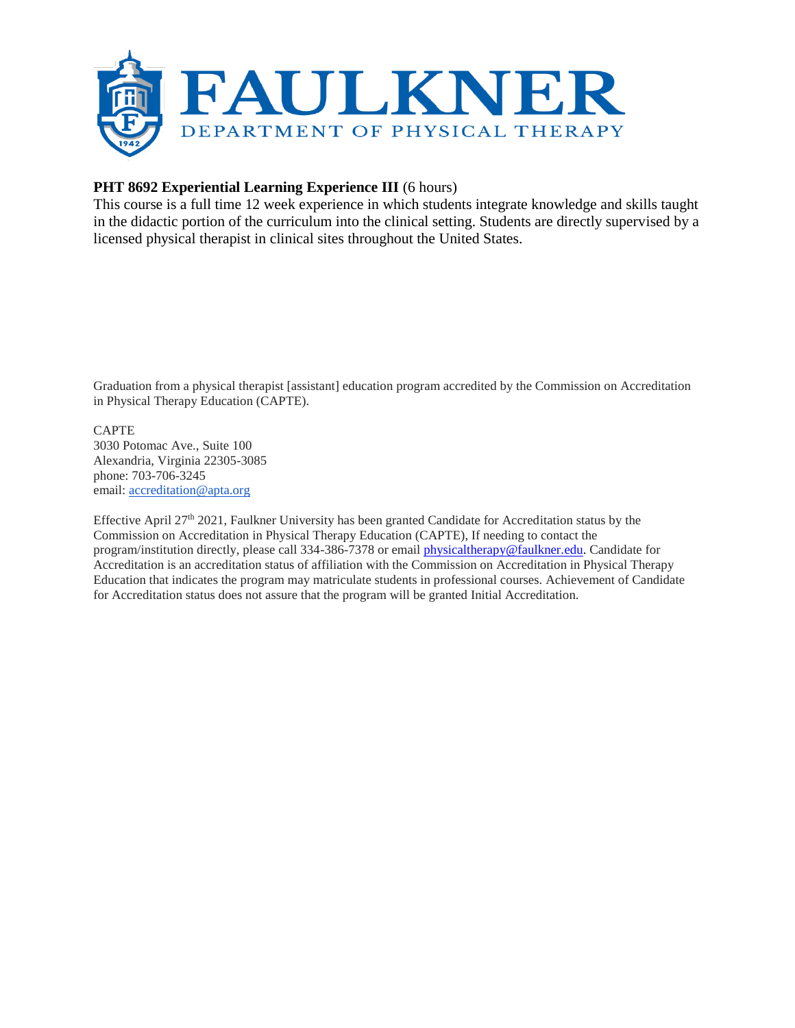# FAULKNER

DEPARTMENT OF PHYSICAL THERAPY

**PHT 8692 Experiential Learning Experience III** (6 hours)

This course is a full time 12 week experience in which students integrate knowledge and skills taught in the didactic portion of the curriculum into the clinical setting. Students are directly supervised by a licensed physical therapist in clinical sites throughout the United States.

Graduation from a physical therapist [assistant] education program accredited by the Commission on Accreditation in Physical Therapy Education (CAPTE).

CAPTE
3030 Potomac Ave., Suite 100
Alexandria, Virginia 22305-3085
phone: 703-706-3245
email: accreditation@apta.org

Effective April 27th 2021, Faulkner University has been granted Candidate for Accreditation status by the Commission on Accreditation in Physical Therapy Education (CAPTE), If needing to contact the program/institution directly, please call 334-386-7378 or email physicaltherapy@faulkner.edu. Candidate for Accreditation is an accreditation status of affiliation with the Commission on Accreditation in Physical Therapy Education that indicates the program may matriculate students in professional courses. Achievement of Candidate for Accreditation status does not assure that the program will be granted Initial Accreditation.